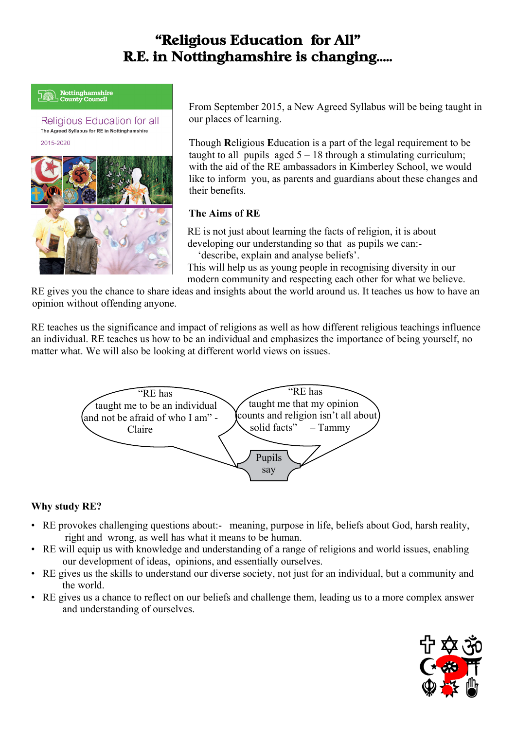# "Religious Education for All"
# R.E. in Nottinghamshire is changing.....

Nottinghamshire County Council

Religious Education for all

The Agreed Syllabus for RE in Nottinghamshire

2015-2020

From September 2015, a New Agreed Syllabus will be being taught in our places of learning.

Though **R**eligious **E**ducation is a part of the legal requirement to be taught to all pupils aged 5 – 18 through a stimulating curriculum; with the aid of the RE ambassadors in Kimberley School, we would like to inform you, as parents and guardians about these changes and their benefits.

### The Aims of RE

RE is not just about learning the facts of religion, it is about developing our understanding so that as pupils we can:-
'describe, explain and analyse beliefs'.
This will help us as young people in recognising diversity in our modern community and respecting each other for what we believe. RE gives you the chance to share ideas and insights about the world around us. It teaches us how to have an opinion without offending anyone.

RE teaches us the significance and impact of religions as well as how different religious teachings influence an individual. RE teaches us how to be an individual and emphasizes the importance of being yourself, no matter what. We will also be looking at different world views on issues.

"RE has taught me to be an individual and not be afraid of who I am" - Claire

"RE has taught me that my opinion counts and religion isn't all about solid facts" – Tammy

Pupils say

### Why study RE?

- RE provokes challenging questions about:- meaning, purpose in life, beliefs about God, harsh reality, right and wrong, as well has what it means to be human.
- RE will equip us with knowledge and understanding of a range of religions and world issues, enabling our development of ideas, opinions, and essentially ourselves.
- RE gives us the skills to understand our diverse society, not just for an individual, but a community and the world.
- RE gives us a chance to reflect on our beliefs and challenge them, leading us to a more complex answer and understanding of ourselves.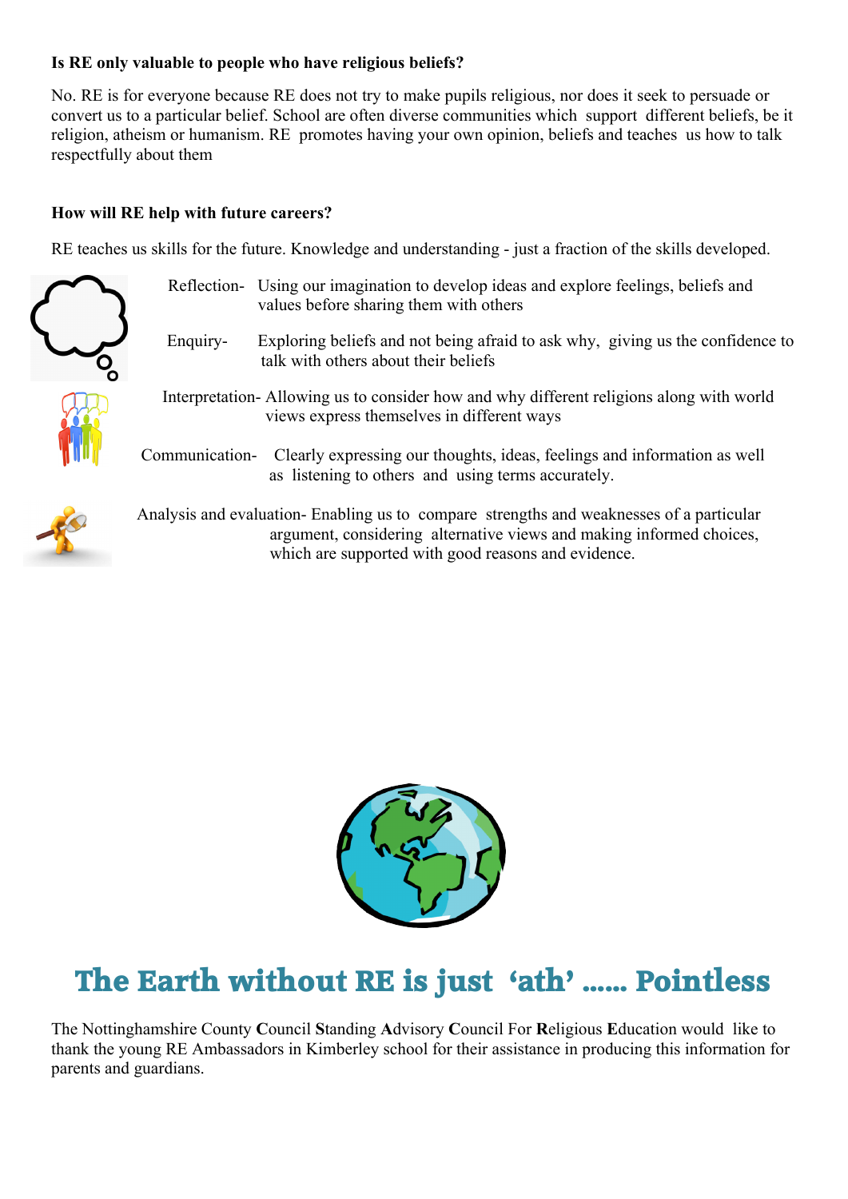**Is RE only valuable to people who have religious beliefs?**

No. RE is for everyone because RE does not try to make pupils religious, nor does it seek to persuade or convert us to a particular belief. School are often diverse communities which support different beliefs, be it religion, atheism or humanism. RE promotes having your own opinion, beliefs and teaches us how to talk respectfully about them

**How will RE help with future careers?**

RE teaches us skills for the future. Knowledge and understanding - just a fraction of the skills developed.

Reflection- Using our imagination to develop ideas and explore feelings, beliefs and values before sharing them with others

Enquiry- Exploring beliefs and not being afraid to ask why, giving us the confidence to talk with others about their beliefs

Interpretation- Allowing us to consider how and why different religions along with world views express themselves in different ways

Communication- Clearly expressing our thoughts, ideas, feelings and information as well as listening to others and using terms accurately.

Analysis and evaluation- Enabling us to compare strengths and weaknesses of a particular argument, considering alternative views and making informed choices, which are supported with good reasons and evidence.

## The Earth without RE is just 'ath' ...... Pointless

The Nottinghamshire County **C**ouncil **S**tanding **A**dvisory **C**ouncil For **R**eligious **E**ducation would like to thank the young RE Ambassadors in Kimberley school for their assistance in producing this information for parents and guardians.